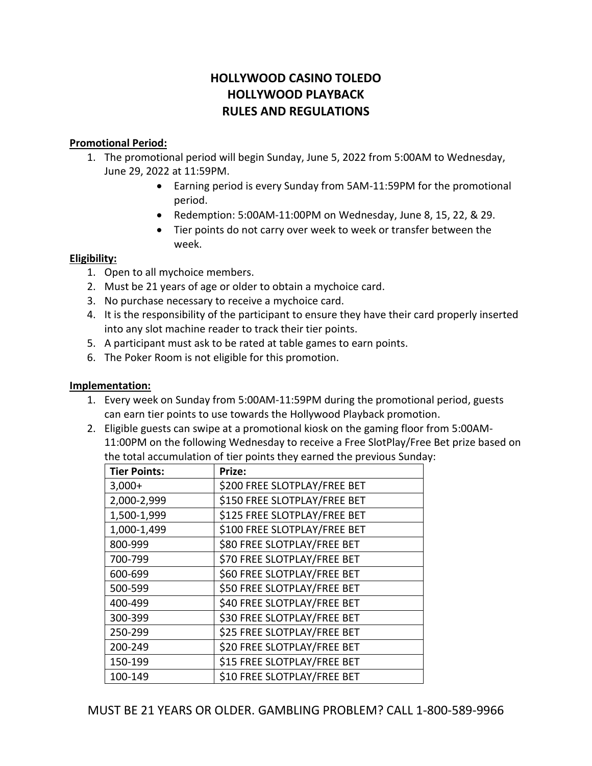# HOLLYWOOD CASINO TOLEDO
# HOLLYWOOD PLAYBACK
# RULES AND REGULATIONS

**Promotional Period:**

1. The promotional period will begin Sunday, June 5, 2022 from 5:00AM to Wednesday, June 29, 2022 at 11:59PM.
   - Earning period is every Sunday from 5AM-11:59PM for the promotional period.
   - Redemption: 5:00AM-11:00PM on Wednesday, June 8, 15, 22, & 29.
   - Tier points do not carry over week to week or transfer between the week.

**Eligibility:**

1. Open to all mychoice members.
2. Must be 21 years of age or older to obtain a mychoice card.
3. No purchase necessary to receive a mychoice card.
4. It is the responsibility of the participant to ensure they have their card properly inserted into any slot machine reader to track their tier points.
5. A participant must ask to be rated at table games to earn points.
6. The Poker Room is not eligible for this promotion.

**Implementation:**

1. Every week on Sunday from 5:00AM-11:59PM during the promotional period, guests can earn tier points to use towards the Hollywood Playback promotion.
2. Eligible guests can swipe at a promotional kiosk on the gaming floor from 5:00AM-11:00PM on the following Wednesday to receive a Free SlotPlay/Free Bet prize based on the total accumulation of tier points they earned the previous Sunday:

| Tier Points: | Prize: |
|---|---|
| 3,000+ | $200 FREE SLOTPLAY/FREE BET |
| 2,000-2,999 | $150 FREE SLOTPLAY/FREE BET |
| 1,500-1,999 | $125 FREE SLOTPLAY/FREE BET |
| 1,000-1,499 | $100 FREE SLOTPLAY/FREE BET |
| 800-999 | $80 FREE SLOTPLAY/FREE BET |
| 700-799 | $70 FREE SLOTPLAY/FREE BET |
| 600-699 | $60 FREE SLOTPLAY/FREE BET |
| 500-599 | $50 FREE SLOTPLAY/FREE BET |
| 400-499 | $40 FREE SLOTPLAY/FREE BET |
| 300-399 | $30 FREE SLOTPLAY/FREE BET |
| 250-299 | $25 FREE SLOTPLAY/FREE BET |
| 200-249 | $20 FREE SLOTPLAY/FREE BET |
| 150-199 | $15 FREE SLOTPLAY/FREE BET |
| 100-149 | $10 FREE SLOTPLAY/FREE BET |

MUST BE 21 YEARS OR OLDER. GAMBLING PROBLEM? CALL 1-800-589-9966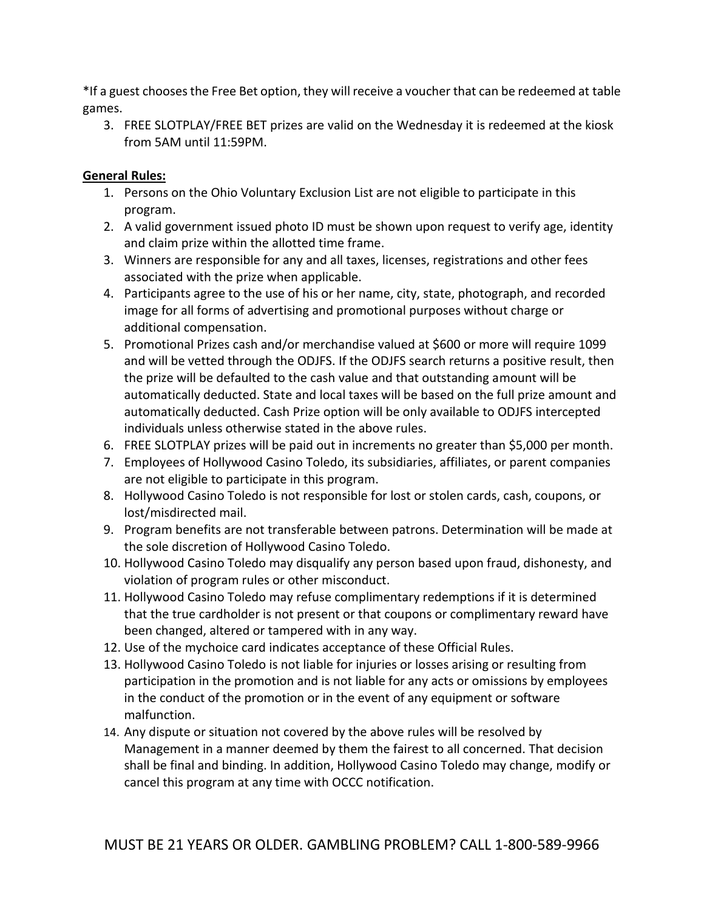*If a guest chooses the Free Bet option, they will receive a voucher that can be redeemed at table games.

3. FREE SLOTPLAY/FREE BET prizes are valid on the Wednesday it is redeemed at the kiosk from 5AM until 11:59PM.

**General Rules:**

1. Persons on the Ohio Voluntary Exclusion List are not eligible to participate in this program.
2. A valid government issued photo ID must be shown upon request to verify age, identity and claim prize within the allotted time frame.
3. Winners are responsible for any and all taxes, licenses, registrations and other fees associated with the prize when applicable.
4. Participants agree to the use of his or her name, city, state, photograph, and recorded image for all forms of advertising and promotional purposes without charge or additional compensation.
5. Promotional Prizes cash and/or merchandise valued at $600 or more will require 1099 and will be vetted through the ODJFS. If the ODJFS search returns a positive result, then the prize will be defaulted to the cash value and that outstanding amount will be automatically deducted. State and local taxes will be based on the full prize amount and automatically deducted. Cash Prize option will be only available to ODJFS intercepted individuals unless otherwise stated in the above rules.
6. FREE SLOTPLAY prizes will be paid out in increments no greater than $5,000 per month.
7. Employees of Hollywood Casino Toledo, its subsidiaries, affiliates, or parent companies are not eligible to participate in this program.
8. Hollywood Casino Toledo is not responsible for lost or stolen cards, cash, coupons, or lost/misdirected mail.
9. Program benefits are not transferable between patrons. Determination will be made at the sole discretion of Hollywood Casino Toledo.
10. Hollywood Casino Toledo may disqualify any person based upon fraud, dishonesty, and violation of program rules or other misconduct.
11. Hollywood Casino Toledo may refuse complimentary redemptions if it is determined that the true cardholder is not present or that coupons or complimentary reward have been changed, altered or tampered with in any way.
12. Use of the mychoice card indicates acceptance of these Official Rules.
13. Hollywood Casino Toledo is not liable for injuries or losses arising or resulting from participation in the promotion and is not liable for any acts or omissions by employees in the conduct of the promotion or in the event of any equipment or software malfunction.
14. Any dispute or situation not covered by the above rules will be resolved by Management in a manner deemed by them the fairest to all concerned. That decision shall be final and binding. In addition, Hollywood Casino Toledo may change, modify or cancel this program at any time with OCCC notification.

MUST BE 21 YEARS OR OLDER. GAMBLING PROBLEM? CALL 1-800-589-9966